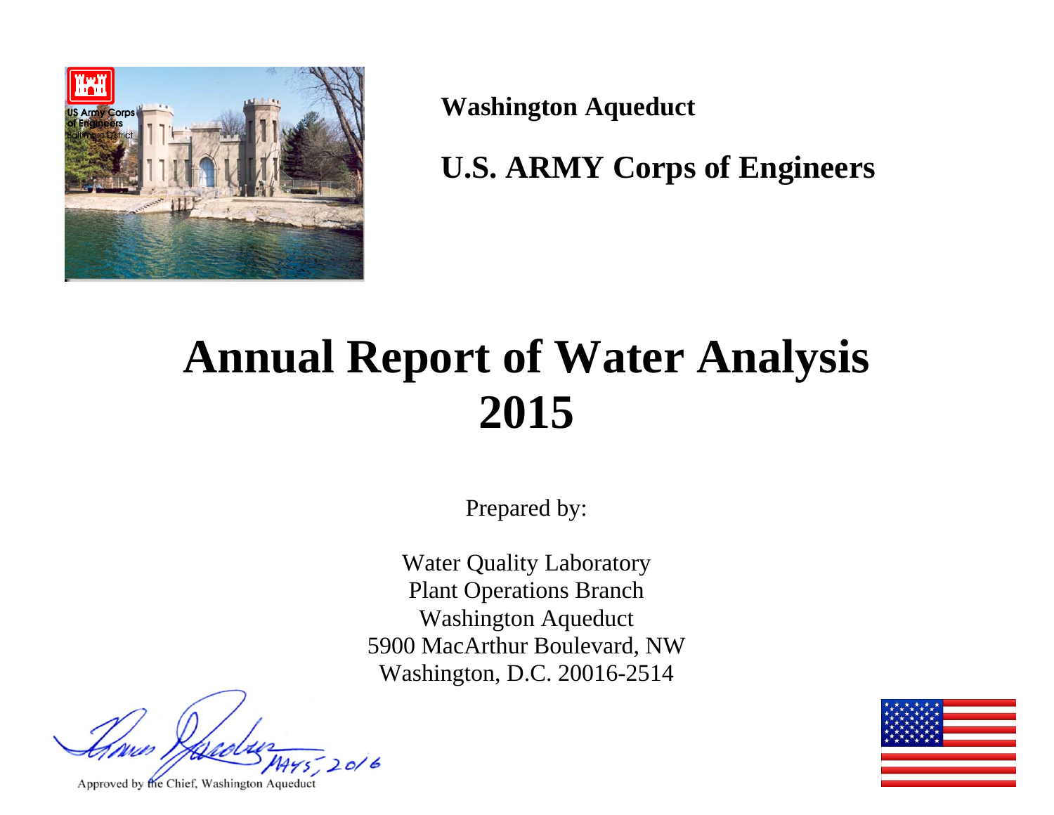**Washington Aqueduct**

**U.S. ARMY Corps of Engineers**

# Annual Report of Water Analysis 2015

Prepared by:

Water Quality Laboratory
Plant Operations Branch
Washington Aqueduct
5900 MacArthur Boulevard, NW
Washington, D.C. 20016-2514

MAY 5, 2016

Approved by the Chief, Washington Aqueduct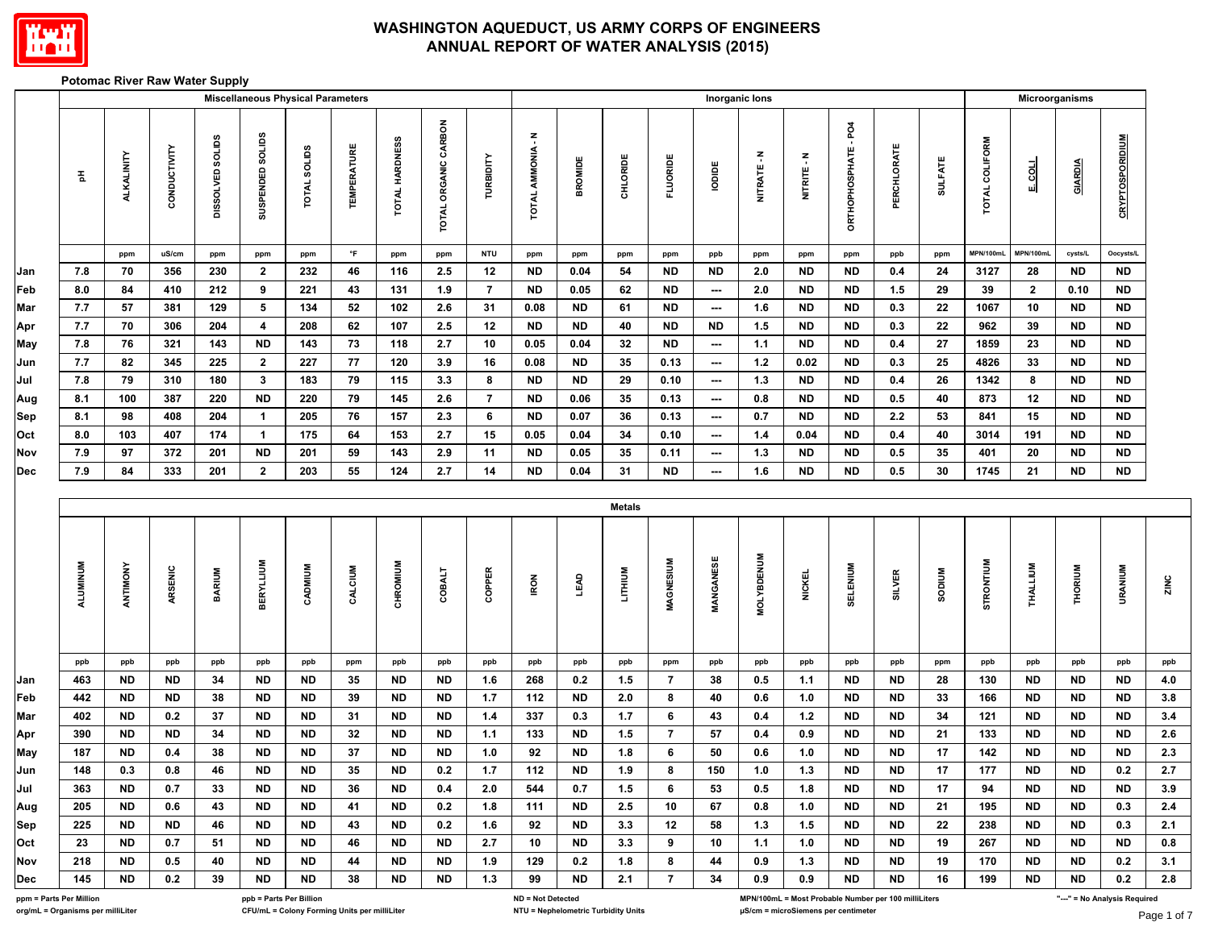# WASHINGTON AQUEDUCT, US ARMY CORPS OF ENGINEERS
# ANNUAL REPORT OF WATER ANALYSIS (2015)

**Potomac River Raw Water Supply**

| | Miscellaneous Physical Parameters | | | | | | | | | | Inorganic Ions | | | | | | | | | | Microorganisms | | | |
|---|---|---|---|---|---|---|---|---|---|---|---|---|---|---|---|---|---|---|---|---|---|---|---|---|
| | pH | ALKALINITY | CONDUCTIVITY | DISSOLVED SOLIDS | SUSPENDED SOLIDS | TOTAL SOLIDS | TEMPERATURE | TOTAL HARDNESS | TOTAL ORGANIC CARBON | TURBIDITY | TOTAL AMMONIA - N | BROMIDE | CHLORIDE | FLUORIDE | IODIDE | NITRATE - N | NITRITE - N | ORTHOPHOSPHATE - PO4 | PERCHLORATE | SULFATE | TOTAL COLIFORM | E. COLI | GIARDIA | CRYPTOSPORIDIUM |
| | | ppm | uS/cm | ppm | ppm | ppm | °F | ppm | ppm | NTU | ppm | ppm | ppm | ppm | ppb | ppm | ppm | ppm | ppb | ppm | MPN/100mL | MPN/100mL | cysts/L | Oocysts/L |
| Jan | 7.8 | 70 | 356 | 230 | 2 | 232 | 46 | 116 | 2.5 | 12 | ND | 0.04 | 54 | ND | ND | 2.0 | ND | ND | 0.4 | 24 | 3127 | 28 | ND | ND |
| Feb | 8.0 | 84 | 410 | 212 | 9 | 221 | 43 | 131 | 1.9 | 7 | ND | 0.05 | 62 | ND | --- | 2.0 | ND | ND | 1.5 | 29 | 39 | 2 | 0.10 | ND |
| Mar | 7.7 | 57 | 381 | 129 | 5 | 134 | 52 | 102 | 2.6 | 31 | 0.08 | ND | 61 | ND | --- | 1.6 | ND | ND | 0.3 | 22 | 1067 | 10 | ND | ND |
| Apr | 7.7 | 70 | 306 | 204 | 4 | 208 | 62 | 107 | 2.5 | 12 | ND | ND | 40 | ND | ND | 1.5 | ND | ND | 0.3 | 22 | 962 | 39 | ND | ND |
| May | 7.8 | 76 | 321 | 143 | ND | 143 | 73 | 118 | 2.7 | 10 | 0.05 | 0.04 | 32 | ND | --- | 1.1 | ND | ND | 0.4 | 27 | 1859 | 23 | ND | ND |
| Jun | 7.7 | 82 | 345 | 225 | 2 | 227 | 77 | 120 | 3.9 | 16 | 0.08 | ND | 35 | 0.13 | --- | 1.2 | 0.02 | ND | 0.3 | 25 | 4826 | 33 | ND | ND |
| Jul | 7.8 | 79 | 310 | 180 | 3 | 183 | 79 | 115 | 3.3 | 8 | ND | ND | 29 | 0.10 | --- | 1.3 | ND | ND | 0.4 | 26 | 1342 | 8 | ND | ND |
| Aug | 8.1 | 100 | 387 | 220 | ND | 220 | 79 | 145 | 2.6 | 7 | ND | 0.06 | 35 | 0.13 | --- | 0.8 | ND | ND | 0.5 | 40 | 873 | 12 | ND | ND |
| Sep | 8.1 | 98 | 408 | 204 | 1 | 205 | 76 | 157 | 2.3 | 6 | ND | 0.07 | 36 | 0.13 | --- | 0.7 | ND | ND | 2.2 | 53 | 841 | 15 | ND | ND |
| Oct | 8.0 | 103 | 407 | 174 | 1 | 175 | 64 | 153 | 2.7 | 15 | 0.05 | 0.04 | 34 | 0.10 | --- | 1.4 | 0.04 | ND | 0.4 | 40 | 3014 | 191 | ND | ND |
| Nov | 7.9 | 97 | 372 | 201 | ND | 201 | 59 | 143 | 2.9 | 11 | ND | 0.05 | 35 | 0.11 | --- | 1.3 | ND | ND | 0.5 | 35 | 401 | 20 | ND | ND |
| Dec | 7.9 | 84 | 333 | 201 | 2 | 203 | 55 | 124 | 2.7 | 14 | ND | 0.04 | 31 | ND | --- | 1.6 | ND | ND | 0.5 | 30 | 1745 | 21 | ND | ND |

| | Metals | | | | | | | | | | | | | | | | | | | | | | | | |
|---|---|---|---|---|---|---|---|---|---|---|---|---|---|---|---|---|---|---|---|---|---|---|---|---|---|
| | ALUMINUM | ANTIMONY | ARSENIC | BARIUM | BERYLLIUM | CADMIUM | CALCIUM | CHROMIUM | COBALT | COPPER | IRON | LEAD | LITHIUM | MAGNESIUM | MANGANESE | MOLYBDENUM | NICKEL | SELENIUM | SILVER | SODIUM | STRONTIUM | THALLIUM | THORIUM | URANIUM | ZINC |
| | ppb | ppb | ppb | ppb | ppb | ppb | ppm | ppb | ppb | ppb | ppb | ppb | ppb | ppm | ppb | ppb | ppb | ppb | ppb | ppm | ppb | ppb | ppb | ppb | ppb |
| Jan | 463 | ND | ND | 34 | ND | ND | 35 | ND | ND | 1.6 | 268 | 0.2 | 1.5 | 7 | 38 | 0.5 | 1.1 | ND | ND | 28 | 130 | ND | ND | ND | 4.0 |
| Feb | 442 | ND | ND | 38 | ND | ND | 39 | ND | ND | 1.7 | 112 | ND | 2.0 | 8 | 40 | 0.6 | 1.0 | ND | ND | 33 | 166 | ND | ND | ND | 3.8 |
| Mar | 402 | ND | 0.2 | 37 | ND | ND | 31 | ND | ND | 1.4 | 337 | 0.3 | 1.7 | 6 | 43 | 0.4 | 1.2 | ND | ND | 34 | 121 | ND | ND | ND | 3.4 |
| Apr | 390 | ND | ND | 34 | ND | ND | 32 | ND | ND | 1.1 | 133 | ND | 1.5 | 7 | 57 | 0.4 | 0.9 | ND | ND | 21 | 133 | ND | ND | ND | 2.6 |
| May | 187 | ND | 0.4 | 38 | ND | ND | 37 | ND | ND | 1.0 | 92 | ND | 1.8 | 6 | 50 | 0.6 | 1.0 | ND | ND | 17 | 142 | ND | ND | ND | 2.3 |
| Jun | 148 | 0.3 | 0.8 | 46 | ND | ND | 35 | ND | 0.2 | 1.7 | 112 | ND | 1.9 | 8 | 150 | 1.0 | 1.3 | ND | ND | 17 | 177 | ND | ND | 0.2 | 2.7 |
| Jul | 363 | ND | 0.7 | 33 | ND | ND | 36 | ND | 0.4 | 2.0 | 544 | 0.7 | 1.5 | 6 | 53 | 0.5 | 1.8 | ND | ND | 17 | 94 | ND | ND | ND | 3.9 |
| Aug | 205 | ND | 0.6 | 43 | ND | ND | 41 | ND | 0.2 | 1.8 | 111 | ND | 2.5 | 10 | 67 | 0.8 | 1.0 | ND | ND | 21 | 195 | ND | ND | 0.3 | 2.4 |
| Sep | 225 | ND | ND | 46 | ND | ND | 43 | ND | 0.2 | 1.6 | 92 | ND | 3.3 | 12 | 58 | 1.3 | 1.5 | ND | ND | 22 | 238 | ND | ND | 0.3 | 2.1 |
| Oct | 23 | ND | 0.7 | 51 | ND | ND | 46 | ND | ND | 2.7 | 10 | ND | 3.3 | 9 | 10 | 1.1 | 1.0 | ND | ND | 19 | 267 | ND | ND | ND | 0.8 |
| Nov | 218 | ND | 0.5 | 40 | ND | ND | 44 | ND | ND | 1.9 | 129 | 0.2 | 1.8 | 8 | 44 | 0.9 | 1.3 | ND | ND | 19 | 170 | ND | ND | 0.2 | 3.1 |
| Dec | 145 | ND | 0.2 | 39 | ND | ND | 38 | ND | ND | 1.3 | 99 | ND | 2.1 | 7 | 34 | 0.9 | 0.9 | ND | ND | 16 | 199 | ND | ND | 0.2 | 2.8 |

ppm = Parts Per Million
org/mL = Organisms per milliLiter
ppb = Parts Per Billion
CFU/mL = Colony Forming Units per milliLiter
ND = Not Detected
NTU = Nephelometric Turbidity Units
MPN/100mL = Most Probable Number per 100 milliLiters
µS/cm = microSiemens per centimeter
"---" = No Analysis Required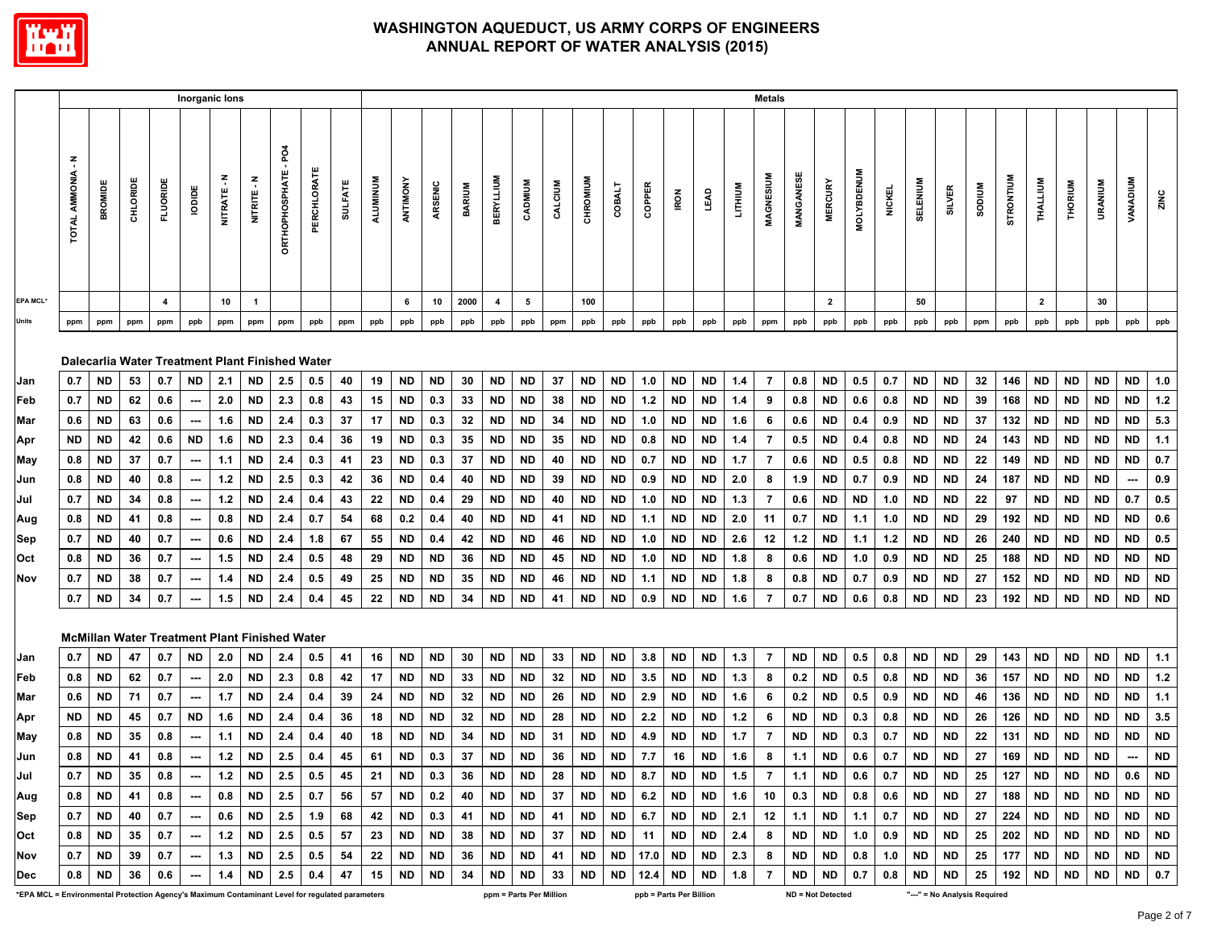# WASHINGTON AQUEDUCT, US ARMY CORPS OF ENGINEERS
## ANNUAL REPORT OF WATER ANALYSIS (2015)

| | Inorganic Ions | | | | | | | | | | Metals | | | | | | | | | | | | | | | | | | | | | | | | | | | | |
|---|---|---|---|---|---|---|---|---|---|---|---|---|---|---|---|---|---|---|---|---|---|---|---|---|---|---|---|---|---|---|---|---|---|---|---|---|---|---|---|
| | TOTAL AMMONIA - N | BROMIDE | CHLORIDE | FLUORIDE | IODIDE | NITRATE - N | NITRITE - N | ORTHOPHOSPHATE - PO4 | PERCHLORATE | SULFATE | ALUMINUM | ANTIMONY | ARSENIC | BARIUM | BERYLLIUM | CADMIUM | CALCIUM | CHROMIUM | COBALT | COPPER | IRON | LEAD | LITHIUM | MAGNESIUM | MANGANESE | MERCURY | MOLYBDENUM | NICKEL | SELENIUM | SILVER | SODIUM | STRONTIUM | THALLIUM | THORIUM | URANIUM | VANADIUM | ZINC |
| EPA MCL* | | | | 4 | | 10 | 1 | | | | | 6 | 10 | 2000 | 4 | 5 | | 100 | | | | | | | | 2 | | | 50 | | | | 2 | | 30 | | |
| Units | ppm | ppm | ppm | ppm | ppb | ppm | ppm | ppm | ppb | ppm | ppb | ppb | ppb | ppb | ppb | ppb | ppm | ppb | ppb | ppb | ppb | ppb | ppb | ppm | ppb | ppb | ppb | ppb | ppb | ppb | ppm | ppb | ppb | ppb | ppb | ppb | ppb |
| **Dalecarlia Water Treatment Plant Finished Water** | | | | | | | | | | | | | | | | | | | | | | | | | | | | | | | | | | | | | |
| Jan | 0.7 | ND | 53 | 0.7 | ND | 2.1 | ND | 2.5 | 0.5 | 40 | 19 | ND | ND | 30 | ND | ND | 37 | ND | ND | 1.0 | ND | ND | 1.4 | 7 | 0.8 | ND | 0.5 | 0.7 | ND | ND | 32 | 146 | ND | ND | ND | ND | 1.0 |
| Feb | 0.7 | ND | 62 | 0.6 | --- | 2.0 | ND | 2.3 | 0.8 | 43 | 15 | ND | 0.3 | 33 | ND | ND | 38 | ND | ND | 1.2 | ND | ND | 1.4 | 9 | 0.8 | ND | 0.6 | 0.8 | ND | ND | 39 | 168 | ND | ND | ND | ND | 1.2 |
| Mar | 0.6 | ND | 63 | 0.6 | --- | 1.6 | ND | 2.4 | 0.3 | 37 | 17 | ND | 0.3 | 32 | ND | ND | 34 | ND | ND | 1.0 | ND | ND | 1.6 | 6 | 0.6 | ND | 0.4 | 0.9 | ND | ND | 37 | 132 | ND | ND | ND | ND | 5.3 |
| Apr | ND | ND | 42 | 0.6 | ND | 1.6 | ND | 2.3 | 0.4 | 36 | 19 | ND | 0.3 | 35 | ND | ND | 35 | ND | ND | 0.8 | ND | ND | 1.4 | 7 | 0.5 | ND | 0.4 | 0.8 | ND | ND | 24 | 143 | ND | ND | ND | ND | 1.1 |
| May | 0.8 | ND | 37 | 0.7 | --- | 1.1 | ND | 2.4 | 0.3 | 41 | 23 | ND | 0.3 | 37 | ND | ND | 40 | ND | ND | 0.7 | ND | ND | 1.7 | 7 | 0.6 | ND | 0.5 | 0.8 | ND | ND | 22 | 149 | ND | ND | ND | ND | 0.7 |
| Jun | 0.8 | ND | 40 | 0.8 | --- | 1.2 | ND | 2.5 | 0.3 | 42 | 36 | ND | 0.4 | 40 | ND | ND | 39 | ND | ND | 0.9 | ND | ND | 2.0 | 8 | 1.9 | ND | 0.7 | 0.9 | ND | ND | 24 | 187 | ND | ND | ND | --- | 0.9 |
| Jul | 0.7 | ND | 34 | 0.8 | --- | 1.2 | ND | 2.4 | 0.4 | 43 | 22 | ND | 0.4 | 29 | ND | ND | 40 | ND | ND | 1.0 | ND | ND | 1.3 | 7 | 0.6 | ND | ND | 1.0 | ND | ND | 22 | 97 | ND | ND | ND | 0.7 | 0.5 |
| Aug | 0.8 | ND | 41 | 0.8 | --- | 0.8 | ND | 2.4 | 0.7 | 54 | 68 | 0.2 | 0.4 | 40 | ND | ND | 41 | ND | ND | 1.1 | ND | ND | 2.0 | 11 | 0.7 | ND | 1.1 | 1.0 | ND | ND | 29 | 192 | ND | ND | ND | ND | 0.6 |
| Sep | 0.7 | ND | 40 | 0.7 | --- | 0.6 | ND | 2.4 | 1.8 | 67 | 55 | ND | 0.4 | 42 | ND | ND | 46 | ND | ND | 1.0 | ND | ND | 2.6 | 12 | 1.2 | ND | 1.1 | 1.2 | ND | ND | 26 | 240 | ND | ND | ND | ND | 0.5 |
| Oct | 0.8 | ND | 36 | 0.7 | --- | 1.5 | ND | 2.4 | 0.5 | 48 | 29 | ND | ND | 36 | ND | ND | 45 | ND | ND | 1.0 | ND | ND | 1.8 | 8 | 0.6 | ND | 1.0 | 0.9 | ND | ND | 25 | 188 | ND | ND | ND | ND | ND |
| Nov | 0.7 | ND | 38 | 0.7 | --- | 1.4 | ND | 2.4 | 0.5 | 49 | 25 | ND | ND | 35 | ND | ND | 46 | ND | ND | 1.1 | ND | ND | 1.8 | 8 | 0.8 | ND | 0.7 | 0.9 | ND | ND | 27 | 152 | ND | ND | ND | ND | ND |
| | 0.7 | ND | 34 | 0.7 | --- | 1.5 | ND | 2.4 | 0.4 | 45 | 22 | ND | ND | 34 | ND | ND | 41 | ND | ND | 0.9 | ND | ND | 1.6 | 7 | 0.7 | ND | 0.6 | 0.8 | ND | ND | 23 | 192 | ND | ND | ND | ND | ND |
| **McMillan Water Treatment Plant Finished Water** | | | | | | | | | | | | | | | | | | | | | | | | | | | | | | | | | | | | | |
| Jan | 0.7 | ND | 47 | 0.7 | ND | 2.0 | ND | 2.4 | 0.5 | 41 | 16 | ND | ND | 30 | ND | ND | 33 | ND | ND | 3.8 | ND | ND | 1.3 | 7 | ND | ND | 0.5 | 0.8 | ND | ND | 29 | 143 | ND | ND | ND | ND | 1.1 |
| Feb | 0.8 | ND | 62 | 0.7 | --- | 2.0 | ND | 2.3 | 0.8 | 42 | 17 | ND | ND | 33 | ND | ND | 32 | ND | ND | 3.5 | ND | ND | 1.3 | 8 | 0.2 | ND | 0.5 | 0.8 | ND | ND | 36 | 157 | ND | ND | ND | ND | 1.2 |
| Mar | 0.6 | ND | 71 | 0.7 | --- | 1.7 | ND | 2.4 | 0.4 | 39 | 24 | ND | ND | 32 | ND | ND | 26 | ND | ND | 2.9 | ND | ND | 1.6 | 6 | 0.2 | ND | 0.5 | 0.9 | ND | ND | 46 | 136 | ND | ND | ND | ND | 1.1 |
| Apr | ND | ND | 45 | 0.7 | ND | 1.6 | ND | 2.4 | 0.4 | 36 | 18 | ND | ND | 32 | ND | ND | 28 | ND | ND | 2.2 | ND | ND | 1.2 | 6 | ND | ND | 0.3 | 0.8 | ND | ND | 26 | 126 | ND | ND | ND | ND | 3.5 |
| May | 0.8 | ND | 35 | 0.8 | --- | 1.1 | ND | 2.4 | 0.4 | 40 | 18 | ND | ND | 34 | ND | ND | 31 | ND | ND | 4.9 | ND | ND | 1.7 | 7 | ND | ND | 0.3 | 0.7 | ND | ND | 22 | 131 | ND | ND | ND | ND | ND |
| Jun | 0.8 | ND | 41 | 0.8 | --- | 1.2 | ND | 2.5 | 0.4 | 45 | 61 | ND | 0.3 | 37 | ND | ND | 36 | ND | ND | 7.7 | 16 | ND | 1.6 | 8 | 1.1 | ND | 0.6 | 0.7 | ND | ND | 27 | 169 | ND | ND | ND | --- | ND |
| Jul | 0.7 | ND | 35 | 0.8 | --- | 1.2 | ND | 2.5 | 0.5 | 45 | 21 | ND | 0.3 | 36 | ND | ND | 28 | ND | ND | 8.7 | ND | ND | 1.5 | 7 | 1.1 | ND | 0.6 | 0.7 | ND | ND | 25 | 127 | ND | ND | ND | 0.6 | ND |
| Aug | 0.8 | ND | 41 | 0.8 | --- | 0.8 | ND | 2.5 | 0.7 | 56 | 57 | ND | 0.2 | 40 | ND | ND | 37 | ND | ND | 6.2 | ND | ND | 1.6 | 10 | 0.3 | ND | 0.8 | 0.6 | ND | ND | 27 | 188 | ND | ND | ND | ND | ND |
| Sep | 0.7 | ND | 40 | 0.7 | --- | 0.6 | ND | 2.5 | 1.9 | 68 | 42 | ND | 0.3 | 41 | ND | ND | 41 | ND | ND | 6.7 | ND | ND | 2.1 | 12 | 1.1 | ND | 1.1 | 0.7 | ND | ND | 27 | 224 | ND | ND | ND | ND | ND |
| Oct | 0.8 | ND | 35 | 0.7 | --- | 1.2 | ND | 2.5 | 0.5 | 57 | 23 | ND | ND | 38 | ND | ND | 37 | ND | ND | 11 | ND | ND | 2.4 | 8 | ND | ND | 1.0 | 0.9 | ND | ND | 25 | 202 | ND | ND | ND | ND | ND |
| Nov | 0.7 | ND | 39 | 0.7 | --- | 1.3 | ND | 2.5 | 0.5 | 54 | 22 | ND | ND | 36 | ND | ND | 41 | ND | ND | 17.0 | ND | ND | 2.3 | 8 | ND | ND | 0.8 | 1.0 | ND | ND | 25 | 177 | ND | ND | ND | ND | ND |
| Dec | 0.8 | ND | 36 | 0.6 | --- | 1.4 | ND | 2.5 | 0.4 | 47 | 15 | ND | ND | 34 | ND | ND | 33 | ND | ND | 12.4 | ND | ND | 1.8 | 7 | ND | ND | 0.7 | 0.8 | ND | ND | 25 | 192 | ND | ND | ND | ND | 0.7 |

*EPA MCL = Environmental Protection Agency's Maximum Contaminant Level for regulated parameters    ppm = Parts Per Million    ppb = Parts Per Billion    ND = Not Detected    "---" = No Analysis Required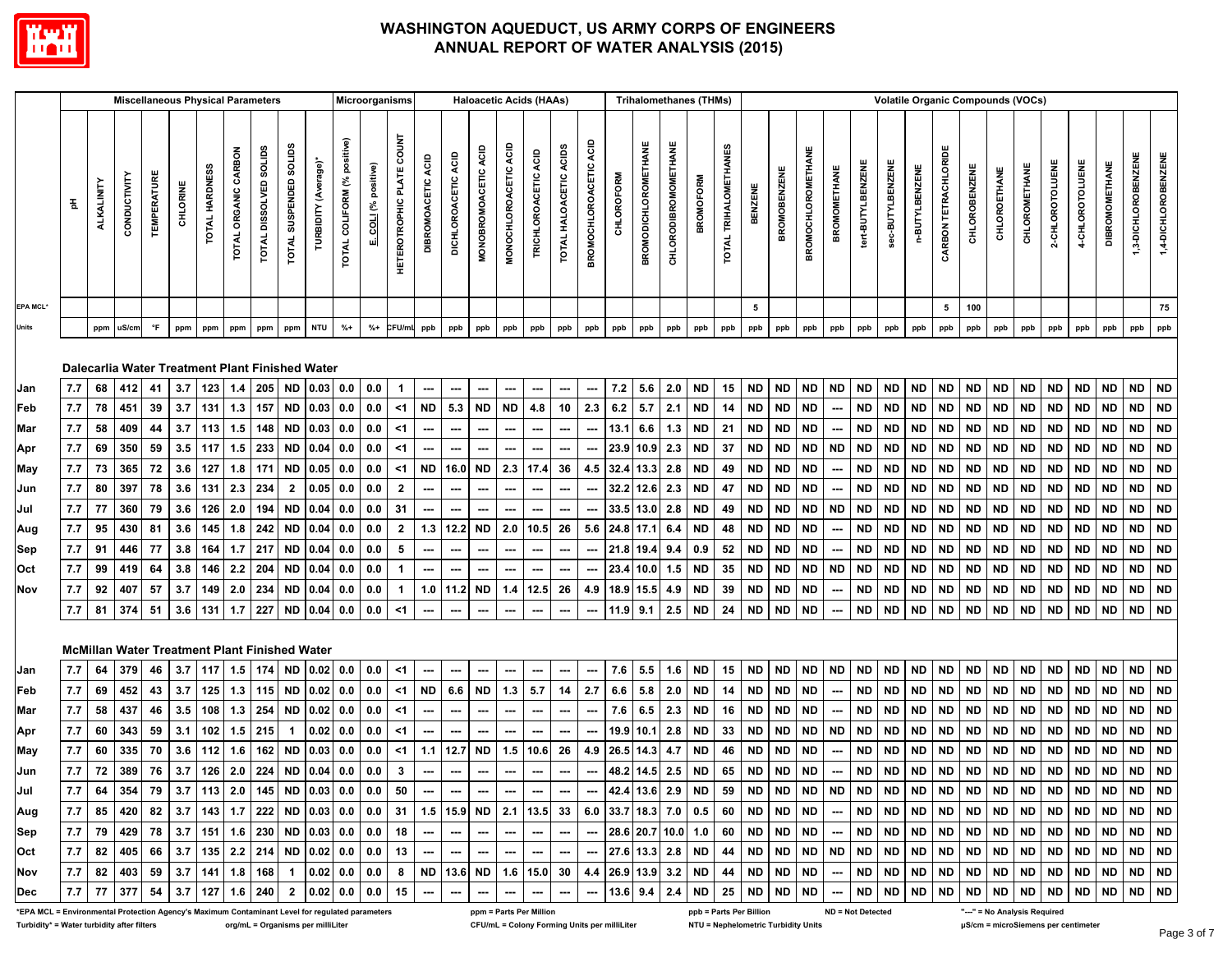# WASHINGTON AQUEDUCT, US ARMY CORPS OF ENGINEERS
## ANNUAL REPORT OF WATER ANALYSIS (2015)

| | Miscellaneous Physical Parameters | | | | | | | | | | Microorganisms | | | Haloacetic Acids (HAAs) | | | | | | | Trihalomethanes (THMs) | | | | | Volatile Organic Compounds (VOCs) | | | | | | | | | | | | | | | | | | |
|---|---|---|---|---|---|---|---|---|---|---|---|---|---|---|---|---|---|---|---|---|---|---|---|---|---|---|---|---|---|---|---|---|---|---|---|---|---|---|---|---|---|---|---|
| | pH | ALKALINITY | CONDUCTIVITY | TEMPERATURE | CHLORINE | TOTAL HARDNESS | TOTAL ORGANIC CARBON | TOTAL DISSOLVED SOLIDS | TOTAL SUSPENDED SOLIDS | TURBIDITY (Average)* | TOTAL COLIFORM (% positive) | E. COLI (% positive) | HETEROTROPHIC PLATE COUNT | DIBROMOACETIC ACID | DICHLOROACETIC ACID | MONOBROMOACETIC ACID | MONOCHLOROACETIC ACID | TRICHLOROACETIC ACID | TOTAL HALOACETIC ACIDS | BROMOCHLOROACETIC ACID | CHLOROFORM | BROMODICHLOROMETHANE | CHLORODIBROMOMETHANE | BROMOFORM | TOTAL TRIHALOMETHANES | BENZENE | BROMOBENZENE | BROMOCHLOROMETHANE | BROMOMETHANE | tert-BUTYLBENZENE | sec-BUTYLBENZENE | n-BUTYLBENZENE | CARBON TETRACHLORIDE | CHLOROBENZENE | CHLOROETHANE | CHLOROMETHANE | 2-CHLOROTOLUENE | 4-CHLOROTOLUENE | DIBROMOMETHANE | 1,3-DICHLOROBENZENE | 1,4-DICHLOROBENZENE |
| EPA MCL* | | | | | | | | | | | | | | | | | | | | | | | | | | 5 | | | | | | | 5 | 100 | | | | | | | 75 |
| Units | | ppm | uS/cm | °F | ppm | ppm | ppm | ppm | ppm | NTU | %+ | %+ | CFU/mL | ppb | ppb | ppb | ppb | ppb | ppb | ppb | ppb | ppb | ppb | ppb | ppb | ppb | ppb | ppb | ppb | ppb | ppb | ppb | ppb | ppb | ppb | ppb | ppb | ppb | ppb | ppb | ppb |
| **Dalecarlia Water Treatment Plant Finished Water** | | | | | | | | | | | | | | | | | | | | | | | | | | | | | | | | | | | | | | | | | |
| Jan | 7.7 | 68 | 412 | 41 | 3.7 | 123 | 1.4 | 205 | ND | 0.03 | 0.0 | 0.0 | 1 | --- | --- | --- | --- | --- | --- | --- | 7.2 | 5.6 | 2.0 | ND | 15 | ND | ND | ND | ND | ND | ND | ND | ND | ND | ND | ND | ND | ND | ND | ND | ND |
| Feb | 7.7 | 78 | 451 | 39 | 3.7 | 131 | 1.3 | 157 | ND | 0.03 | 0.0 | 0.0 | <1 | ND | 5.3 | ND | ND | 4.8 | 10 | 2.3 | 6.2 | 5.7 | 2.1 | ND | 14 | ND | ND | ND | --- | ND | ND | ND | ND | ND | ND | ND | ND | ND | ND | ND | ND |
| Mar | 7.7 | 58 | 409 | 44 | 3.7 | 113 | 1.5 | 148 | ND | 0.03 | 0.0 | 0.0 | <1 | --- | --- | --- | --- | --- | --- | --- | 13.1 | 6.6 | 1.3 | ND | 21 | ND | ND | ND | --- | ND | ND | ND | ND | ND | ND | ND | ND | ND | ND | ND | ND |
| Apr | 7.7 | 69 | 350 | 59 | 3.5 | 117 | 1.5 | 233 | ND | 0.04 | 0.0 | 0.0 | <1 | --- | --- | --- | --- | --- | --- | --- | 23.9 | 10.9 | 2.3 | ND | 37 | ND | ND | ND | ND | ND | ND | ND | ND | ND | ND | ND | ND | ND | ND | ND | ND |
| May | 7.7 | 73 | 365 | 72 | 3.6 | 127 | 1.8 | 171 | ND | 0.05 | 0.0 | 0.0 | <1 | ND | 16.0 | ND | 2.3 | 17.4 | 36 | 4.5 | 32.4 | 13.3 | 2.8 | ND | 49 | ND | ND | ND | --- | ND | ND | ND | ND | ND | ND | ND | ND | ND | ND | ND | ND |
| Jun | 7.7 | 80 | 397 | 78 | 3.6 | 131 | 2.3 | 234 | 2 | 0.05 | 0.0 | 0.0 | 2 | --- | --- | --- | --- | --- | --- | --- | 32.2 | 12.6 | 2.3 | ND | 47 | ND | ND | ND | --- | ND | ND | ND | ND | ND | ND | ND | ND | ND | ND | ND | ND |
| Jul | 7.7 | 77 | 360 | 79 | 3.6 | 126 | 2.0 | 194 | ND | 0.04 | 0.0 | 0.0 | 31 | --- | --- | --- | --- | --- | --- | --- | 33.5 | 13.0 | 2.8 | ND | 49 | ND | ND | ND | ND | ND | ND | ND | ND | ND | ND | ND | ND | ND | ND | ND | ND |
| Aug | 7.7 | 95 | 430 | 81 | 3.6 | 145 | 1.8 | 242 | ND | 0.04 | 0.0 | 0.0 | 2 | 1.3 | 12.2 | ND | 2.0 | 10.5 | 26 | 5.6 | 24.8 | 17.1 | 6.4 | ND | 48 | ND | ND | ND | --- | ND | ND | ND | ND | ND | ND | ND | ND | ND | ND | ND | ND |
| Sep | 7.7 | 91 | 446 | 77 | 3.8 | 164 | 1.7 | 217 | ND | 0.04 | 0.0 | 0.0 | 5 | --- | --- | --- | --- | --- | --- | --- | 21.8 | 19.4 | 9.4 | 0.9 | 52 | ND | ND | ND | --- | ND | ND | ND | ND | ND | ND | ND | ND | ND | ND | ND | ND |
| Oct | 7.7 | 99 | 419 | 64 | 3.8 | 146 | 2.2 | 204 | ND | 0.04 | 0.0 | 0.0 | 1 | --- | --- | --- | --- | --- | --- | --- | 23.4 | 10.0 | 1.5 | ND | 35 | ND | ND | ND | ND | ND | ND | ND | ND | ND | ND | ND | ND | ND | ND | ND | ND |
| Nov | 7.7 | 92 | 407 | 57 | 3.7 | 149 | 2.0 | 234 | ND | 0.04 | 0.0 | 0.0 | 1 | 1.0 | 11.2 | ND | 1.4 | 12.5 | 26 | 4.9 | 18.9 | 15.5 | 4.9 | ND | 39 | ND | ND | ND | --- | ND | ND | ND | ND | ND | ND | ND | ND | ND | ND | ND | ND |
| | 7.7 | 81 | 374 | 51 | 3.6 | 131 | 1.7 | 227 | ND | 0.04 | 0.0 | 0.0 | <1 | --- | --- | --- | --- | --- | --- | --- | 11.9 | 9.1 | 2.5 | ND | 24 | ND | ND | ND | --- | ND | ND | ND | ND | ND | ND | ND | ND | ND | ND | ND | ND |
| **McMillan Water Treatment Plant Finished Water** | | | | | | | | | | | | | | | | | | | | | | | | | | | | | | | | | | | | | | | | | |
| Jan | 7.7 | 64 | 379 | 46 | 3.7 | 117 | 1.5 | 174 | ND | 0.02 | 0.0 | 0.0 | <1 | --- | --- | --- | --- | --- | --- | --- | 7.6 | 5.5 | 1.6 | ND | 15 | ND | ND | ND | ND | ND | ND | ND | ND | ND | ND | ND | ND | ND | ND | ND | ND |
| Feb | 7.7 | 69 | 452 | 43 | 3.7 | 125 | 1.3 | 115 | ND | 0.02 | 0.0 | 0.0 | <1 | ND | 6.6 | ND | 1.3 | 5.7 | 14 | 2.7 | 6.6 | 5.8 | 2.0 | ND | 14 | ND | ND | ND | --- | ND | ND | ND | ND | ND | ND | ND | ND | ND | ND | ND | ND |
| Mar | 7.7 | 58 | 437 | 46 | 3.5 | 108 | 1.3 | 254 | ND | 0.02 | 0.0 | 0.0 | <1 | --- | --- | --- | --- | --- | --- | --- | 7.6 | 6.5 | 2.3 | ND | 16 | ND | ND | ND | --- | ND | ND | ND | ND | ND | ND | ND | ND | ND | ND | ND | ND |
| Apr | 7.7 | 60 | 343 | 59 | 3.1 | 102 | 1.5 | 215 | 1 | 0.02 | 0.0 | 0.0 | <1 | --- | --- | --- | --- | --- | --- | --- | 19.9 | 10.1 | 2.8 | ND | 33 | ND | ND | ND | ND | ND | ND | ND | ND | ND | ND | ND | ND | ND | ND | ND | ND |
| May | 7.7 | 60 | 335 | 70 | 3.6 | 112 | 1.6 | 162 | ND | 0.03 | 0.0 | 0.0 | <1 | 1.1 | 12.7 | ND | 1.5 | 10.6 | 26 | 4.9 | 26.5 | 14.3 | 4.7 | ND | 46 | ND | ND | ND | --- | ND | ND | ND | ND | ND | ND | ND | ND | ND | ND | ND | ND |
| Jun | 7.7 | 72 | 389 | 76 | 3.7 | 126 | 2.0 | 224 | ND | 0.04 | 0.0 | 0.0 | 3 | --- | --- | --- | --- | --- | --- | --- | 48.2 | 14.5 | 2.5 | ND | 65 | ND | ND | ND | --- | ND | ND | ND | ND | ND | ND | ND | ND | ND | ND | ND | ND |
| Jul | 7.7 | 64 | 354 | 79 | 3.7 | 113 | 2.0 | 145 | ND | 0.03 | 0.0 | 0.0 | 50 | --- | --- | --- | --- | --- | --- | --- | 42.4 | 13.6 | 2.9 | ND | 59 | ND | ND | ND | ND | ND | ND | ND | ND | ND | ND | ND | ND | ND | ND | ND | ND |
| Aug | 7.7 | 85 | 420 | 82 | 3.7 | 143 | 1.7 | 222 | ND | 0.03 | 0.0 | 0.0 | 31 | 1.5 | 15.9 | ND | 2.1 | 13.5 | 33 | 6.0 | 33.7 | 18.3 | 7.0 | 0.5 | 60 | ND | ND | ND | --- | ND | ND | ND | ND | ND | ND | ND | ND | ND | ND | ND | ND |
| Sep | 7.7 | 79 | 429 | 78 | 3.7 | 151 | 1.6 | 230 | ND | 0.03 | 0.0 | 0.0 | 18 | --- | --- | --- | --- | --- | --- | --- | 28.6 | 20.7 | 10.0 | 1.0 | 60 | ND | ND | ND | --- | ND | ND | ND | ND | ND | ND | ND | ND | ND | ND | ND | ND |
| Oct | 7.7 | 82 | 405 | 66 | 3.7 | 135 | 2.2 | 214 | ND | 0.02 | 0.0 | 0.0 | 13 | --- | --- | --- | --- | --- | --- | --- | 27.6 | 13.3 | 2.8 | ND | 44 | ND | ND | ND | ND | ND | ND | ND | ND | ND | ND | ND | ND | ND | ND | ND | ND |
| Nov | 7.7 | 82 | 403 | 59 | 3.7 | 141 | 1.8 | 168 | 1 | 0.02 | 0.0 | 0.0 | 8 | ND | 13.6 | ND | 1.6 | 15.0 | 30 | 4.4 | 26.9 | 13.9 | 3.2 | ND | 44 | ND | ND | ND | --- | ND | ND | ND | ND | ND | ND | ND | ND | ND | ND | ND | ND |
| Dec | 7.7 | 77 | 377 | 54 | 3.7 | 127 | 1.6 | 240 | 2 | 0.02 | 0.0 | 0.0 | 15 | --- | --- | --- | --- | --- | --- | --- | 13.6 | 9.4 | 2.4 | ND | 25 | ND | ND | ND | --- | ND | ND | ND | ND | ND | ND | ND | ND | ND | ND | ND | ND |

*EPA MCL = Environmental Protection Agency's Maximum Contaminant Level for regulated parameters; ppm = Parts Per Million; ppb = Parts Per Billion; ND = Not Detected; "---" = No Analysis Required

Turbidity* = Water turbidity after filters; org/mL = Organisms per milliLiter; CFU/mL = Colony Forming Units per milliLiter; NTU = Nephelometric Turbidity Units; µS/cm = microSiemens per centimeter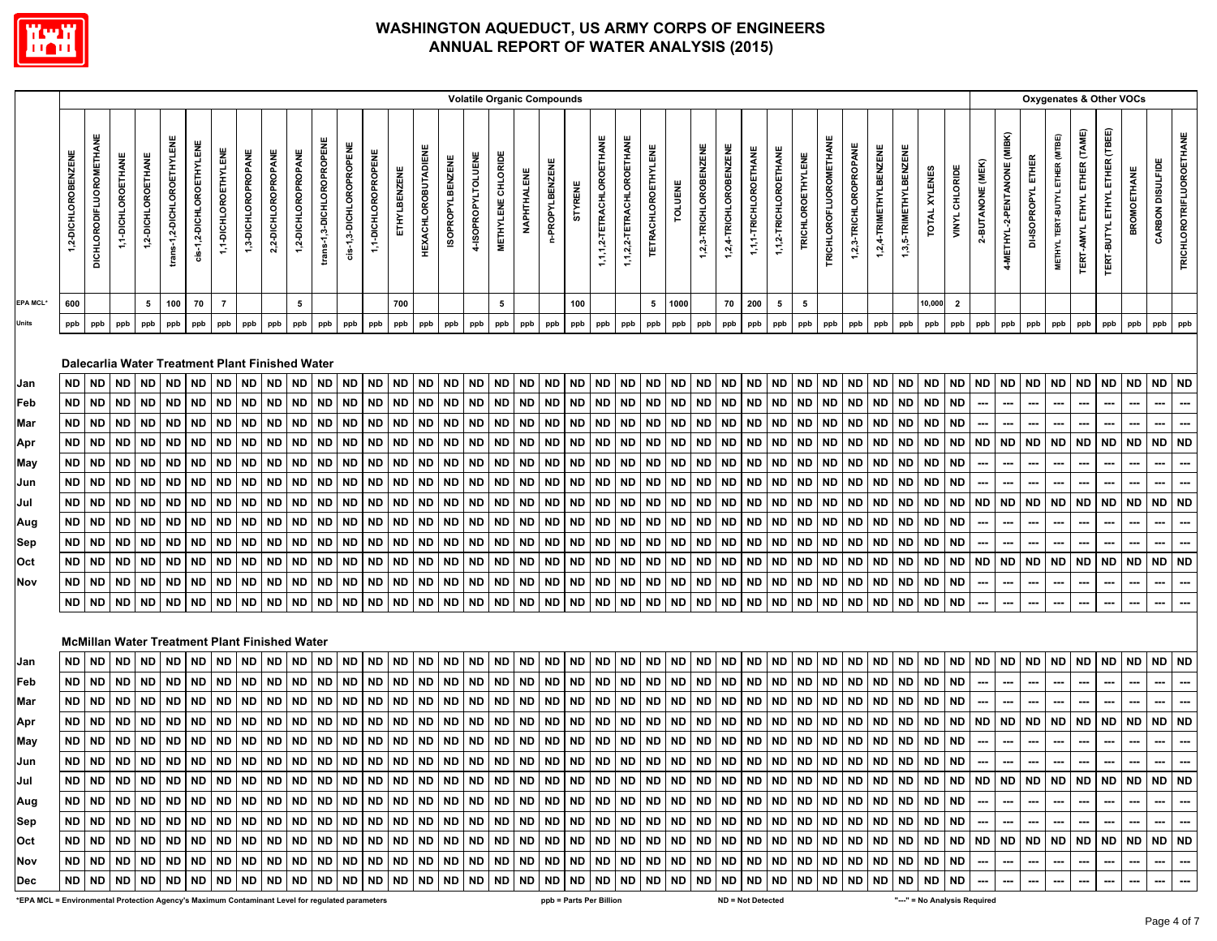# WASHINGTON AQUEDUCT, US ARMY CORPS OF ENGINEERS
# ANNUAL REPORT OF WATER ANALYSIS (2015)

| | Volatile Organic Compounds | | | | | | | | | | | | | | | | | | | | | | | | | | | | | | | | | | | | Oxygenates & Other VOCs | | | | | | | | |
|---|---|---|---|---|---|---|---|---|---|---|---|---|---|---|---|---|---|---|---|---|---|---|---|---|---|---|---|---|---|---|---|---|---|---|---|---|---|---|---|---|---|---|---|---|---|
| | 1,2-DICHLOROBENZENE | DICHLORODIFLUOROMETHANE | 1,1-DICHLOROETHANE | 1,2-DICHLOROETHANE | trans-1,2-DICHLOROETHYLENE | cis-1,2-DICHLOROETHYLENE | 1,1-DICHLOROETHYLENE | 1,3-DICHLOROPROPANE | 2,2-DICHLOROPROPANE | 1,2-DICHLOROPROPANE | trans-1,3-DICHLOROPROPENE | cis-1,3-DICHLOROPROPENE | 1,1-DICHLOROPROPENE | ETHYLBENZENE | HEXACHLOROBUTADIENE | ISOPROPYLBENZENE | 4-ISOPROPYLTOLUENE | METHYLENE CHLORIDE | NAPHTHALENE | n-PROPYLBENZENE | STYRENE | 1,1,1,2-TETRACHLOROETHANE | 1,1,2,2-TETRACHLOROETHANE | TETRACHLOROETHYLENE | TOLUENE | 1,2,3-TRICHLOROBENZENE | 1,2,4-TRICHLOROBENZENE | 1,1,1-TRICHLOROETHANE | 1,1,2-TRICHLOROETHANE | TRICHLOROETHYLENE | TRICHLOROFLUOROMETHANE | 1,2,3-TRICHLOROPROPANE | 1,2,4-TRIMETHYLBENZENE | 1,3,5-TRIMETHYLBENZENE | TOTAL XYLENES | VINYL CHLORIDE | 2-BUTANONE (MEK) | 4-METHYL-2-PENTANONE (MIBK) | DI-ISOPROPYL ETHER | METHYL TERT-BUTYL ETHER (MTBE) | TERT-AMYL ETHYL ETHER (TAME) | TERT-BUTYL ETHYL ETHER (TBEE) | BROMOETHANE | CARBON DISULFIDE | TRICHLOROTRIFLUOROETHANE |
| EPA MCL* | 600 | | | 5 | 100 | 70 | 7 | | | 5 | | | | 700 | | | | 5 | | | 100 | | | 5 | 1000 | | 70 | 200 | 5 | 5 | | | | | 10,000 | 2 | | | | | | | | | |
| Units | ppb | ppb | ppb | ppb | ppb | ppb | ppb | ppb | ppb | ppb | ppb | ppb | ppb | ppb | ppb | ppb | ppb | ppb | ppb | ppb | ppb | ppb | ppb | ppb | ppb | ppb | ppb | ppb | ppb | ppb | ppb | ppb | ppb | ppb | ppb | ppb | ppb | ppb | ppb | ppb | ppb | ppb | ppb | ppb | ppb |
| **Dalecarlia Water Treatment Plant Finished Water** | | | | | | | | | | | | | | | | | | | | | | | | | | | | | | | | | | | | | | | | | | | | | |
| Jan | ND | ND | ND | ND | ND | ND | ND | ND | ND | ND | ND | ND | ND | ND | ND | ND | ND | ND | ND | ND | ND | ND | ND | ND | ND | ND | ND | ND | ND | ND | ND | ND | ND | ND | ND | ND | ND | ND | ND | ND | ND | ND | ND | ND | ND |
| Feb | ND | ND | ND | ND | ND | ND | ND | ND | ND | ND | ND | ND | ND | ND | ND | ND | ND | ND | ND | ND | ND | ND | ND | ND | ND | ND | ND | ND | ND | ND | ND | ND | ND | ND | ND | ND | --- | --- | --- | --- | --- | --- | --- | --- | --- |
| Mar | ND | ND | ND | ND | ND | ND | ND | ND | ND | ND | ND | ND | ND | ND | ND | ND | ND | ND | ND | ND | ND | ND | ND | ND | ND | ND | ND | ND | ND | ND | ND | ND | ND | ND | ND | ND | --- | --- | --- | --- | --- | --- | --- | --- | --- |
| Apr | ND | ND | ND | ND | ND | ND | ND | ND | ND | ND | ND | ND | ND | ND | ND | ND | ND | ND | ND | ND | ND | ND | ND | ND | ND | ND | ND | ND | ND | ND | ND | ND | ND | ND | ND | ND | ND | ND | ND | ND | ND | ND | ND | ND | ND |
| May | ND | ND | ND | ND | ND | ND | ND | ND | ND | ND | ND | ND | ND | ND | ND | ND | ND | ND | ND | ND | ND | ND | ND | ND | ND | ND | ND | ND | ND | ND | ND | ND | ND | ND | ND | ND | --- | --- | --- | --- | --- | --- | --- | --- | --- |
| Jun | ND | ND | ND | ND | ND | ND | ND | ND | ND | ND | ND | ND | ND | ND | ND | ND | ND | ND | ND | ND | ND | ND | ND | ND | ND | ND | ND | ND | ND | ND | ND | ND | ND | ND | ND | ND | --- | --- | --- | --- | --- | --- | --- | --- | --- |
| Jul | ND | ND | ND | ND | ND | ND | ND | ND | ND | ND | ND | ND | ND | ND | ND | ND | ND | ND | ND | ND | ND | ND | ND | ND | ND | ND | ND | ND | ND | ND | ND | ND | ND | ND | ND | ND | ND | ND | ND | ND | ND | ND | ND | ND | ND |
| Aug | ND | ND | ND | ND | ND | ND | ND | ND | ND | ND | ND | ND | ND | ND | ND | ND | ND | ND | ND | ND | ND | ND | ND | ND | ND | ND | ND | ND | ND | ND | ND | ND | ND | ND | ND | ND | --- | --- | --- | --- | --- | --- | --- | --- | --- |
| Sep | ND | ND | ND | ND | ND | ND | ND | ND | ND | ND | ND | ND | ND | ND | ND | ND | ND | ND | ND | ND | ND | ND | ND | ND | ND | ND | ND | ND | ND | ND | ND | ND | ND | ND | ND | ND | --- | --- | --- | --- | --- | --- | --- | --- | --- |
| Oct | ND | ND | ND | ND | ND | ND | ND | ND | ND | ND | ND | ND | ND | ND | ND | ND | ND | ND | ND | ND | ND | ND | ND | ND | ND | ND | ND | ND | ND | ND | ND | ND | ND | ND | ND | ND | ND | ND | ND | ND | ND | ND | ND | ND | ND |
| Nov | ND | ND | ND | ND | ND | ND | ND | ND | ND | ND | ND | ND | ND | ND | ND | ND | ND | ND | ND | ND | ND | ND | ND | ND | ND | ND | ND | ND | ND | ND | ND | ND | ND | ND | ND | ND | --- | --- | --- | --- | --- | --- | --- | --- | --- |
| | ND | ND | ND | ND | ND | ND | ND | ND | ND | ND | ND | ND | ND | ND | ND | ND | ND | ND | ND | ND | ND | ND | ND | ND | ND | ND | ND | ND | ND | ND | ND | ND | ND | ND | ND | ND | --- | --- | --- | --- | --- | --- | --- | --- | --- |
| **McMillan Water Treatment Plant Finished Water** | | | | | | | | | | | | | | | | | | | | | | | | | | | | | | | | | | | | | | | | | | | | | |
| Jan | ND | ND | ND | ND | ND | ND | ND | ND | ND | ND | ND | ND | ND | ND | ND | ND | ND | ND | ND | ND | ND | ND | ND | ND | ND | ND | ND | ND | ND | ND | ND | ND | ND | ND | ND | ND | ND | ND | ND | ND | ND | ND | ND | ND | ND |
| Feb | ND | ND | ND | ND | ND | ND | ND | ND | ND | ND | ND | ND | ND | ND | ND | ND | ND | ND | ND | ND | ND | ND | ND | ND | ND | ND | ND | ND | ND | ND | ND | ND | ND | ND | ND | ND | --- | --- | --- | --- | --- | --- | --- | --- | --- |
| Mar | ND | ND | ND | ND | ND | ND | ND | ND | ND | ND | ND | ND | ND | ND | ND | ND | ND | ND | ND | ND | ND | ND | ND | ND | ND | ND | ND | ND | ND | ND | ND | ND | ND | ND | ND | ND | --- | --- | --- | --- | --- | --- | --- | --- | --- |
| Apr | ND | ND | ND | ND | ND | ND | ND | ND | ND | ND | ND | ND | ND | ND | ND | ND | ND | ND | ND | ND | ND | ND | ND | ND | ND | ND | ND | ND | ND | ND | ND | ND | ND | ND | ND | ND | ND | ND | ND | ND | ND | ND | ND | ND | ND |
| May | ND | ND | ND | ND | ND | ND | ND | ND | ND | ND | ND | ND | ND | ND | ND | ND | ND | ND | ND | ND | ND | ND | ND | ND | ND | ND | ND | ND | ND | ND | ND | ND | ND | ND | ND | ND | --- | --- | --- | --- | --- | --- | --- | --- | --- |
| Jun | ND | ND | ND | ND | ND | ND | ND | ND | ND | ND | ND | ND | ND | ND | ND | ND | ND | ND | ND | ND | ND | ND | ND | ND | ND | ND | ND | ND | ND | ND | ND | ND | ND | ND | ND | ND | --- | --- | --- | --- | --- | --- | --- | --- | --- |
| Jul | ND | ND | ND | ND | ND | ND | ND | ND | ND | ND | ND | ND | ND | ND | ND | ND | ND | ND | ND | ND | ND | ND | ND | ND | ND | ND | ND | ND | ND | ND | ND | ND | ND | ND | ND | ND | ND | ND | ND | ND | ND | ND | ND | ND | ND |
| Aug | ND | ND | ND | ND | ND | ND | ND | ND | ND | ND | ND | ND | ND | ND | ND | ND | ND | ND | ND | ND | ND | ND | ND | ND | ND | ND | ND | ND | ND | ND | ND | ND | ND | ND | ND | ND | --- | --- | --- | --- | --- | --- | --- | --- | --- |
| Sep | ND | ND | ND | ND | ND | ND | ND | ND | ND | ND | ND | ND | ND | ND | ND | ND | ND | ND | ND | ND | ND | ND | ND | ND | ND | ND | ND | ND | ND | ND | ND | ND | ND | ND | ND | ND | --- | --- | --- | --- | --- | --- | --- | --- | --- |
| Oct | ND | ND | ND | ND | ND | ND | ND | ND | ND | ND | ND | ND | ND | ND | ND | ND | ND | ND | ND | ND | ND | ND | ND | ND | ND | ND | ND | ND | ND | ND | ND | ND | ND | ND | ND | ND | ND | ND | ND | ND | ND | ND | ND | ND | ND |
| Nov | ND | ND | ND | ND | ND | ND | ND | ND | ND | ND | ND | ND | ND | ND | ND | ND | ND | ND | ND | ND | ND | ND | ND | ND | ND | ND | ND | ND | ND | ND | ND | ND | ND | ND | ND | ND | --- | --- | --- | --- | --- | --- | --- | --- | --- |
| Dec | ND | ND | ND | ND | ND | ND | ND | ND | ND | ND | ND | ND | ND | ND | ND | ND | ND | ND | ND | ND | ND | ND | ND | ND | ND | ND | ND | ND | ND | ND | ND | ND | ND | ND | ND | ND | --- | --- | --- | --- | --- | --- | --- | --- | --- |

*EPA MCL = Environmental Protection Agency's Maximum Contaminant Level for regulated parameters    ppb = Parts Per Billion    ND = Not Detected    "---" = No Analysis Required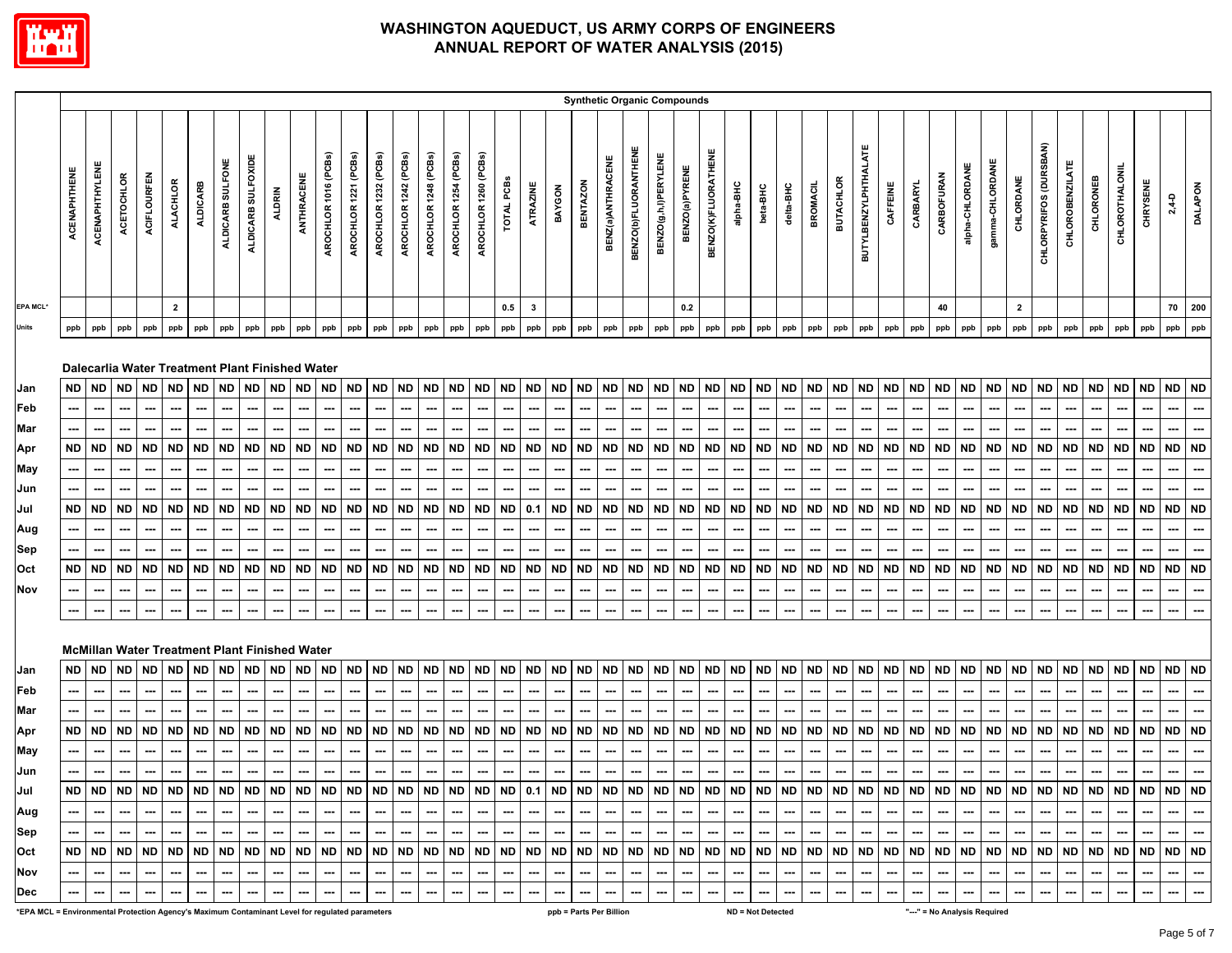# WASHINGTON AQUEDUCT, US ARMY CORPS OF ENGINEERS
# ANNUAL REPORT OF WATER ANALYSIS (2015)

## Synthetic Organic Compounds

| | ACENAPHTHENE | ACENAPHTHYLENE | ACETOCHLOR | ACIFLOURFEN | ALACHLOR | ALDICARB | ALDICARB SULFONE | ALDICARB SULFOXIDE | ALDRIN | ANTHRACENE | AROCHLOR 1016 (PCBs) | AROCHLOR 1221 (PCBs) | AROCHLOR 1232 (PCBs) | AROCHLOR 1242 (PCBs) | AROCHLOR 1248 (PCBs) | AROCHLOR 1254 (PCBs) | AROCHLOR 1260 (PCBs) | TOTAL PCBs | ATRAZINE | BAYGON | BENTAZON | BENZ(a)ANTHRACENE | BENZO(b)FLUORANTHENE | BENZO(g,h,i)PERYLENE | BENZO(a)PYRENE | BENZO(K)FLUORATHENE | alpha-BHC | beta-BHC | delta-BHC | BROMACIL | BUTACHLOR | BUTYLBENZYLPHTHALATE | CAFFEINE | CARBARYL | CARBOFURAN | alpha-CHLORDANE | gamma-CHLORDANE | CHLORDANE | CHLORPYRIFOS (DURSBAN) | CHLOROBENZILATE | CHLORONEB | CHLOROTHALONIL | CHRYSENE | 2,4-D | DALAPON |
|---|---|---|---|---|---|---|---|---|---|---|---|---|---|---|---|---|---|---|---|---|---|---|---|---|---|---|---|---|---|---|---|---|---|---|---|---|---|---|---|---|---|---|---|---|---|
| EPA MCL* | | | | | 2 | | | | | | | | | | | | | 0.5 | 3 | | | | | | 0.2 | | | | | | | | | | 40 | | | 2 | | | | | | 70 | 200 |
| Units | ppb | ppb | ppb | ppb | ppb | ppb | ppb | ppb | ppb | ppb | ppb | ppb | ppb | ppb | ppb | ppb | ppb | ppb | ppb | ppb | ppb | ppb | ppb | ppb | ppb | ppb | ppb | ppb | ppb | ppb | ppb | ppb | ppb | ppb | ppb | ppb | ppb | ppb | ppb | ppb | ppb | ppb | ppb | ppb | ppb |
| **Dalecarlia Water Treatment Plant Finished Water** | | | | | | | | | | | | | | | | | | | | | | | | | | | | | | | | | | | | | | | | | | | | | |
| Jan | ND | ND | ND | ND | ND | ND | ND | ND | ND | ND | ND | ND | ND | ND | ND | ND | ND | ND | ND | ND | ND | ND | ND | ND | ND | ND | ND | ND | ND | ND | ND | ND | ND | ND | ND | ND | ND | ND | ND | ND | ND | ND | ND | ND | ND |
| Feb | --- | --- | --- | --- | --- | --- | --- | --- | --- | --- | --- | --- | --- | --- | --- | --- | --- | --- | --- | --- | --- | --- | --- | --- | --- | --- | --- | --- | --- | --- | --- | --- | --- | --- | --- | --- | --- | --- | --- | --- | --- | --- | --- | --- | --- |
| Mar | --- | --- | --- | --- | --- | --- | --- | --- | --- | --- | --- | --- | --- | --- | --- | --- | --- | --- | --- | --- | --- | --- | --- | --- | --- | --- | --- | --- | --- | --- | --- | --- | --- | --- | --- | --- | --- | --- | --- | --- | --- | --- | --- | --- | --- |
| Apr | ND | ND | ND | ND | ND | ND | ND | ND | ND | ND | ND | ND | ND | ND | ND | ND | ND | ND | ND | ND | ND | ND | ND | ND | ND | ND | ND | ND | ND | ND | ND | ND | ND | ND | ND | ND | ND | ND | ND | ND | ND | ND | ND | ND | ND |
| May | --- | --- | --- | --- | --- | --- | --- | --- | --- | --- | --- | --- | --- | --- | --- | --- | --- | --- | --- | --- | --- | --- | --- | --- | --- | --- | --- | --- | --- | --- | --- | --- | --- | --- | --- | --- | --- | --- | --- | --- | --- | --- | --- | --- | --- |
| Jun | --- | --- | --- | --- | --- | --- | --- | --- | --- | --- | --- | --- | --- | --- | --- | --- | --- | --- | --- | --- | --- | --- | --- | --- | --- | --- | --- | --- | --- | --- | --- | --- | --- | --- | --- | --- | --- | --- | --- | --- | --- | --- | --- | --- | --- |
| Jul | ND | ND | ND | ND | ND | ND | ND | ND | ND | ND | ND | ND | ND | ND | ND | ND | ND | ND | 0.1 | ND | ND | ND | ND | ND | ND | ND | ND | ND | ND | ND | ND | ND | ND | ND | ND | ND | ND | ND | ND | ND | ND | ND | ND | ND | ND |
| Aug | --- | --- | --- | --- | --- | --- | --- | --- | --- | --- | --- | --- | --- | --- | --- | --- | --- | --- | --- | --- | --- | --- | --- | --- | --- | --- | --- | --- | --- | --- | --- | --- | --- | --- | --- | --- | --- | --- | --- | --- | --- | --- | --- | --- | --- |
| Sep | --- | --- | --- | --- | --- | --- | --- | --- | --- | --- | --- | --- | --- | --- | --- | --- | --- | --- | --- | --- | --- | --- | --- | --- | --- | --- | --- | --- | --- | --- | --- | --- | --- | --- | --- | --- | --- | --- | --- | --- | --- | --- | --- | --- | --- |
| Oct | ND | ND | ND | ND | ND | ND | ND | ND | ND | ND | ND | ND | ND | ND | ND | ND | ND | ND | ND | ND | ND | ND | ND | ND | ND | ND | ND | ND | ND | ND | ND | ND | ND | ND | ND | ND | ND | ND | ND | ND | ND | ND | ND | ND | ND |
| Nov | --- | --- | --- | --- | --- | --- | --- | --- | --- | --- | --- | --- | --- | --- | --- | --- | --- | --- | --- | --- | --- | --- | --- | --- | --- | --- | --- | --- | --- | --- | --- | --- | --- | --- | --- | --- | --- | --- | --- | --- | --- | --- | --- | --- | --- |
| | --- | --- | --- | --- | --- | --- | --- | --- | --- | --- | --- | --- | --- | --- | --- | --- | --- | --- | --- | --- | --- | --- | --- | --- | --- | --- | --- | --- | --- | --- | --- | --- | --- | --- | --- | --- | --- | --- | --- | --- | --- | --- | --- | --- | --- |
| **McMillan Water Treatment Plant Finished Water** | | | | | | | | | | | | | | | | | | | | | | | | | | | | | | | | | | | | | | | | | | | | | |
| Jan | ND | ND | ND | ND | ND | ND | ND | ND | ND | ND | ND | ND | ND | ND | ND | ND | ND | ND | ND | ND | ND | ND | ND | ND | ND | ND | ND | ND | ND | ND | ND | ND | ND | ND | ND | ND | ND | ND | ND | ND | ND | ND | ND | ND | ND |
| Feb | --- | --- | --- | --- | --- | --- | --- | --- | --- | --- | --- | --- | --- | --- | --- | --- | --- | --- | --- | --- | --- | --- | --- | --- | --- | --- | --- | --- | --- | --- | --- | --- | --- | --- | --- | --- | --- | --- | --- | --- | --- | --- | --- | --- | --- |
| Mar | --- | --- | --- | --- | --- | --- | --- | --- | --- | --- | --- | --- | --- | --- | --- | --- | --- | --- | --- | --- | --- | --- | --- | --- | --- | --- | --- | --- | --- | --- | --- | --- | --- | --- | --- | --- | --- | --- | --- | --- | --- | --- | --- | --- | --- |
| Apr | ND | ND | ND | ND | ND | ND | ND | ND | ND | ND | ND | ND | ND | ND | ND | ND | ND | ND | ND | ND | ND | ND | ND | ND | ND | ND | ND | ND | ND | ND | ND | ND | ND | ND | ND | ND | ND | ND | ND | ND | ND | ND | ND | ND | ND |
| May | --- | --- | --- | --- | --- | --- | --- | --- | --- | --- | --- | --- | --- | --- | --- | --- | --- | --- | --- | --- | --- | --- | --- | --- | --- | --- | --- | --- | --- | --- | --- | --- | --- | --- | --- | --- | --- | --- | --- | --- | --- | --- | --- | --- | --- |
| Jun | --- | --- | --- | --- | --- | --- | --- | --- | --- | --- | --- | --- | --- | --- | --- | --- | --- | --- | --- | --- | --- | --- | --- | --- | --- | --- | --- | --- | --- | --- | --- | --- | --- | --- | --- | --- | --- | --- | --- | --- | --- | --- | --- | --- | --- |
| Jul | ND | ND | ND | ND | ND | ND | ND | ND | ND | ND | ND | ND | ND | ND | ND | ND | ND | ND | 0.1 | ND | ND | ND | ND | ND | ND | ND | ND | ND | ND | ND | ND | ND | ND | ND | ND | ND | ND | ND | ND | ND | ND | ND | ND | ND | ND |
| Aug | --- | --- | --- | --- | --- | --- | --- | --- | --- | --- | --- | --- | --- | --- | --- | --- | --- | --- | --- | --- | --- | --- | --- | --- | --- | --- | --- | --- | --- | --- | --- | --- | --- | --- | --- | --- | --- | --- | --- | --- | --- | --- | --- | --- | --- |
| Sep | --- | --- | --- | --- | --- | --- | --- | --- | --- | --- | --- | --- | --- | --- | --- | --- | --- | --- | --- | --- | --- | --- | --- | --- | --- | --- | --- | --- | --- | --- | --- | --- | --- | --- | --- | --- | --- | --- | --- | --- | --- | --- | --- | --- | --- |
| Oct | ND | ND | ND | ND | ND | ND | ND | ND | ND | ND | ND | ND | ND | ND | ND | ND | ND | ND | ND | ND | ND | ND | ND | ND | ND | ND | ND | ND | ND | ND | ND | ND | ND | ND | ND | ND | ND | ND | ND | ND | ND | ND | ND | ND | ND |
| Nov | --- | --- | --- | --- | --- | --- | --- | --- | --- | --- | --- | --- | --- | --- | --- | --- | --- | --- | --- | --- | --- | --- | --- | --- | --- | --- | --- | --- | --- | --- | --- | --- | --- | --- | --- | --- | --- | --- | --- | --- | --- | --- | --- | --- | --- |
| Dec | --- | --- | --- | --- | --- | --- | --- | --- | --- | --- | --- | --- | --- | --- | --- | --- | --- | --- | --- | --- | --- | --- | --- | --- | --- | --- | --- | --- | --- | --- | --- | --- | --- | --- | --- | --- | --- | --- | --- | --- | --- | --- | --- | --- | --- |

*EPA MCL = Environmental Protection Agency's Maximum Contaminant Level for regulated parameters    ppb = Parts Per Billion    ND = Not Detected    "---" = No Analysis Required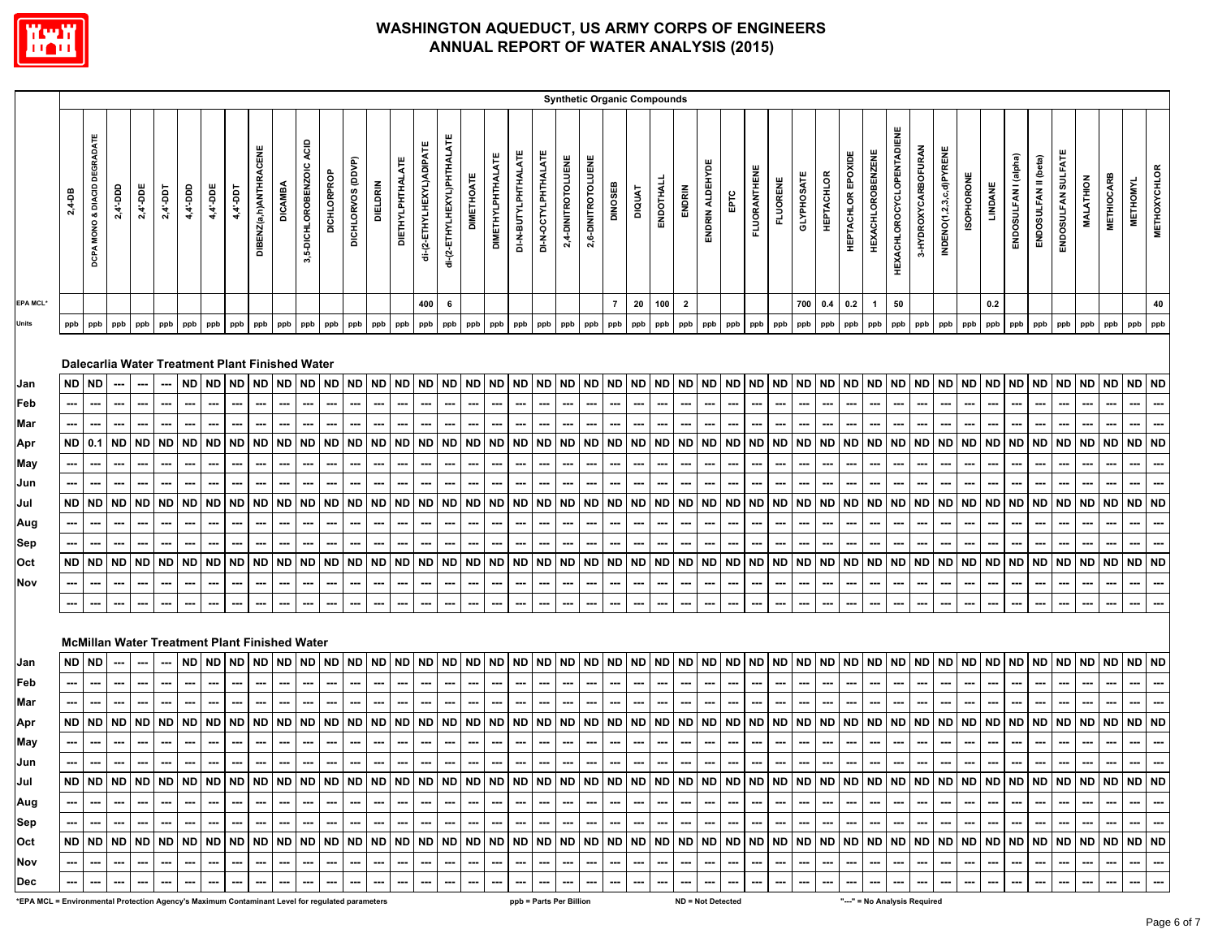# WASHINGTON AQUEDUCT, US ARMY CORPS OF ENGINEERS
# ANNUAL REPORT OF WATER ANALYSIS (2015)

| | Synthetic Organic Compounds | | | | | | | | | | | | | | | | | | | | | | | | | | | | | | | | | | | | | | | | | | | | | |
|---|---|---|---|---|---|---|---|---|---|---|---|---|---|---|---|---|---|---|---|---|---|---|---|---|---|---|---|---|---|---|---|---|---|---|---|---|---|---|---|---|---|---|---|---|---|---|
| | 2,4-DB | DCPA MONO & DIACID DEGRADATE | 2,4'-DDD | 2,4'-DDE | 2,4'-DDT | 4,4'-DDD | 4,4'-DDE | 4,4'-DDT | DIBENZ(a,h)ANTHRACENE | DICAMBA | 3,5-DICHLOROBENZOIC ACID | DICHLORPROP | DICHLORVOS (DDVP) | DIELDRIN | DIETHYLPHTHALATE | di-(2-ETHYLHEXYL)ADIPATE | di-(2-ETHYLHEXYL)PHTHALATE | DIMETHOATE | DIMETHYLPHTHALATE | DI-N-BUTYLPHTHALATE | DI-N-OCTYLPHTHALATE | 2,4-DINITROTOLUENE | 2,6-DINITROTOLUENE | DINOSEB | DIQUAT | ENDOTHALL | ENDRIN | ENDRIN ALDEHYDE | EPTC | FLUORANTHENE | FLUORENE | GLYPHOSATE | HEPTACHLOR | HEPTACHLOR EPOXIDE | HEXACHLOROBENZENE | HEXACHLOROCYCLOPENTADIENE | 3-HYDROXYCARBOFURAN | INDENO(1,2,3,c,d)PYRENE | ISOPHORONE | LINDANE | ENDOSULFAN I (alpha) | ENDOSULFAN II (beta) | ENDOSULFAN SULFATE | MALATHION | METHIOCARB | METHOMYL | METHOXYCHLOR |
| EPA MCL* | | | | | | | | | | | | | | | | 400 | 6 | | | | | | | 7 | 20 | 100 | 2 | | | | | 700 | 0.4 | 0.2 | 1 | 50 | | | | 0.2 | | | | | | | 40 |
| Units | ppb | ppb | ppb | ppb | ppb | ppb | ppb | ppb | ppb | ppb | ppb | ppb | ppb | ppb | ppb | ppb | ppb | ppb | ppb | ppb | ppb | ppb | ppb | ppb | ppb | ppb | ppb | ppb | ppb | ppb | ppb | ppb | ppb | ppb | ppb | ppb | ppb | ppb | ppb | ppb | ppb | ppb | ppb | ppb | ppb | ppb | ppb |
| **Dalecarlia Water Treatment Plant Finished Water** | | | | | | | | | | | | | | | | | | | | | | | | | | | | | | | | | | | | | | | | | | | | | | | |
| Jan | ND | ND | --- | --- | --- | ND | ND | ND | ND | ND | ND | ND | ND | ND | ND | ND | ND | ND | ND | ND | ND | ND | ND | ND | ND | ND | ND | ND | ND | ND | ND | ND | ND | ND | ND | ND | ND | ND | ND | ND | ND | ND | ND | ND | ND | ND | ND |
| Feb | --- | --- | --- | --- | --- | --- | --- | --- | --- | --- | --- | --- | --- | --- | --- | --- | --- | --- | --- | --- | --- | --- | --- | --- | --- | --- | --- | --- | --- | --- | --- | --- | --- | --- | --- | --- | --- | --- | --- | --- | --- | --- | --- | --- | --- | --- | --- |
| Mar | --- | --- | --- | --- | --- | --- | --- | --- | --- | --- | --- | --- | --- | --- | --- | --- | --- | --- | --- | --- | --- | --- | --- | --- | --- | --- | --- | --- | --- | --- | --- | --- | --- | --- | --- | --- | --- | --- | --- | --- | --- | --- | --- | --- | --- | --- | --- |
| Apr | ND | 0.1 | ND | ND | ND | ND | ND | ND | ND | ND | ND | ND | ND | ND | ND | ND | ND | ND | ND | ND | ND | ND | ND | ND | ND | ND | ND | ND | ND | ND | ND | ND | ND | ND | ND | ND | ND | ND | ND | ND | ND | ND | ND | ND | ND | ND | ND |
| May | --- | --- | --- | --- | --- | --- | --- | --- | --- | --- | --- | --- | --- | --- | --- | --- | --- | --- | --- | --- | --- | --- | --- | --- | --- | --- | --- | --- | --- | --- | --- | --- | --- | --- | --- | --- | --- | --- | --- | --- | --- | --- | --- | --- | --- | --- | --- |
| Jun | --- | --- | --- | --- | --- | --- | --- | --- | --- | --- | --- | --- | --- | --- | --- | --- | --- | --- | --- | --- | --- | --- | --- | --- | --- | --- | --- | --- | --- | --- | --- | --- | --- | --- | --- | --- | --- | --- | --- | --- | --- | --- | --- | --- | --- | --- | --- |
| Jul | ND | ND | ND | ND | ND | ND | ND | ND | ND | ND | ND | ND | ND | ND | ND | ND | ND | ND | ND | ND | ND | ND | ND | ND | ND | ND | ND | ND | ND | ND | ND | ND | ND | ND | ND | ND | ND | ND | ND | ND | ND | ND | ND | ND | ND | ND | ND |
| Aug | --- | --- | --- | --- | --- | --- | --- | --- | --- | --- | --- | --- | --- | --- | --- | --- | --- | --- | --- | --- | --- | --- | --- | --- | --- | --- | --- | --- | --- | --- | --- | --- | --- | --- | --- | --- | --- | --- | --- | --- | --- | --- | --- | --- | --- | --- | --- |
| Sep | --- | --- | --- | --- | --- | --- | --- | --- | --- | --- | --- | --- | --- | --- | --- | --- | --- | --- | --- | --- | --- | --- | --- | --- | --- | --- | --- | --- | --- | --- | --- | --- | --- | --- | --- | --- | --- | --- | --- | --- | --- | --- | --- | --- | --- | --- | --- |
| Oct | ND | ND | ND | ND | ND | ND | ND | ND | ND | ND | ND | ND | ND | ND | ND | ND | ND | ND | ND | ND | ND | ND | ND | ND | ND | ND | ND | ND | ND | ND | ND | ND | ND | ND | ND | ND | ND | ND | ND | ND | ND | ND | ND | ND | ND | ND | ND |
| Nov | --- | --- | --- | --- | --- | --- | --- | --- | --- | --- | --- | --- | --- | --- | --- | --- | --- | --- | --- | --- | --- | --- | --- | --- | --- | --- | --- | --- | --- | --- | --- | --- | --- | --- | --- | --- | --- | --- | --- | --- | --- | --- | --- | --- | --- | --- | --- |
| | --- | --- | --- | --- | --- | --- | --- | --- | --- | --- | --- | --- | --- | --- | --- | --- | --- | --- | --- | --- | --- | --- | --- | --- | --- | --- | --- | --- | --- | --- | --- | --- | --- | --- | --- | --- | --- | --- | --- | --- | --- | --- | --- | --- | --- | --- | --- |
| **McMillan Water Treatment Plant Finished Water** | | | | | | | | | | | | | | | | | | | | | | | | | | | | | | | | | | | | | | | | | | | | | | | |
| Jan | ND | ND | --- | --- | --- | ND | ND | ND | ND | ND | ND | ND | ND | ND | ND | ND | ND | ND | ND | ND | ND | ND | ND | ND | ND | ND | ND | ND | ND | ND | ND | ND | ND | ND | ND | ND | ND | ND | ND | ND | ND | ND | ND | ND | ND | ND | ND |
| Feb | --- | --- | --- | --- | --- | --- | --- | --- | --- | --- | --- | --- | --- | --- | --- | --- | --- | --- | --- | --- | --- | --- | --- | --- | --- | --- | --- | --- | --- | --- | --- | --- | --- | --- | --- | --- | --- | --- | --- | --- | --- | --- | --- | --- | --- | --- | --- |
| Mar | --- | --- | --- | --- | --- | --- | --- | --- | --- | --- | --- | --- | --- | --- | --- | --- | --- | --- | --- | --- | --- | --- | --- | --- | --- | --- | --- | --- | --- | --- | --- | --- | --- | --- | --- | --- | --- | --- | --- | --- | --- | --- | --- | --- | --- | --- | --- |
| Apr | ND | ND | ND | ND | ND | ND | ND | ND | ND | ND | ND | ND | ND | ND | ND | ND | ND | ND | ND | ND | ND | ND | ND | ND | ND | ND | ND | ND | ND | ND | ND | ND | ND | ND | ND | ND | ND | ND | ND | ND | ND | ND | ND | ND | ND | ND | ND |
| May | --- | --- | --- | --- | --- | --- | --- | --- | --- | --- | --- | --- | --- | --- | --- | --- | --- | --- | --- | --- | --- | --- | --- | --- | --- | --- | --- | --- | --- | --- | --- | --- | --- | --- | --- | --- | --- | --- | --- | --- | --- | --- | --- | --- | --- | --- | --- |
| Jun | --- | --- | --- | --- | --- | --- | --- | --- | --- | --- | --- | --- | --- | --- | --- | --- | --- | --- | --- | --- | --- | --- | --- | --- | --- | --- | --- | --- | --- | --- | --- | --- | --- | --- | --- | --- | --- | --- | --- | --- | --- | --- | --- | --- | --- | --- | --- |
| Jul | ND | ND | ND | ND | ND | ND | ND | ND | ND | ND | ND | ND | ND | ND | ND | ND | ND | ND | ND | ND | ND | ND | ND | ND | ND | ND | ND | ND | ND | ND | ND | ND | ND | ND | ND | ND | ND | ND | ND | ND | ND | ND | ND | ND | ND | ND | ND |
| Aug | --- | --- | --- | --- | --- | --- | --- | --- | --- | --- | --- | --- | --- | --- | --- | --- | --- | --- | --- | --- | --- | --- | --- | --- | --- | --- | --- | --- | --- | --- | --- | --- | --- | --- | --- | --- | --- | --- | --- | --- | --- | --- | --- | --- | --- | --- | --- |
| Sep | --- | --- | --- | --- | --- | --- | --- | --- | --- | --- | --- | --- | --- | --- | --- | --- | --- | --- | --- | --- | --- | --- | --- | --- | --- | --- | --- | --- | --- | --- | --- | --- | --- | --- | --- | --- | --- | --- | --- | --- | --- | --- | --- | --- | --- | --- | --- |
| Oct | ND | ND | ND | ND | ND | ND | ND | ND | ND | ND | ND | ND | ND | ND | ND | ND | ND | ND | ND | ND | ND | ND | ND | ND | ND | ND | ND | ND | ND | ND | ND | ND | ND | ND | ND | ND | ND | ND | ND | ND | ND | ND | ND | ND | ND | ND | ND |
| Nov | --- | --- | --- | --- | --- | --- | --- | --- | --- | --- | --- | --- | --- | --- | --- | --- | --- | --- | --- | --- | --- | --- | --- | --- | --- | --- | --- | --- | --- | --- | --- | --- | --- | --- | --- | --- | --- | --- | --- | --- | --- | --- | --- | --- | --- | --- | --- |
| Dec | --- | --- | --- | --- | --- | --- | --- | --- | --- | --- | --- | --- | --- | --- | --- | --- | --- | --- | --- | --- | --- | --- | --- | --- | --- | --- | --- | --- | --- | --- | --- | --- | --- | --- | --- | --- | --- | --- | --- | --- | --- | --- | --- | --- | --- | --- | --- |

*EPA MCL = Environmental Protection Agency's Maximum Contaminant Level for regulated parameters    ppb = Parts Per Billion    ND = Not Detected    "---" = No Analysis Required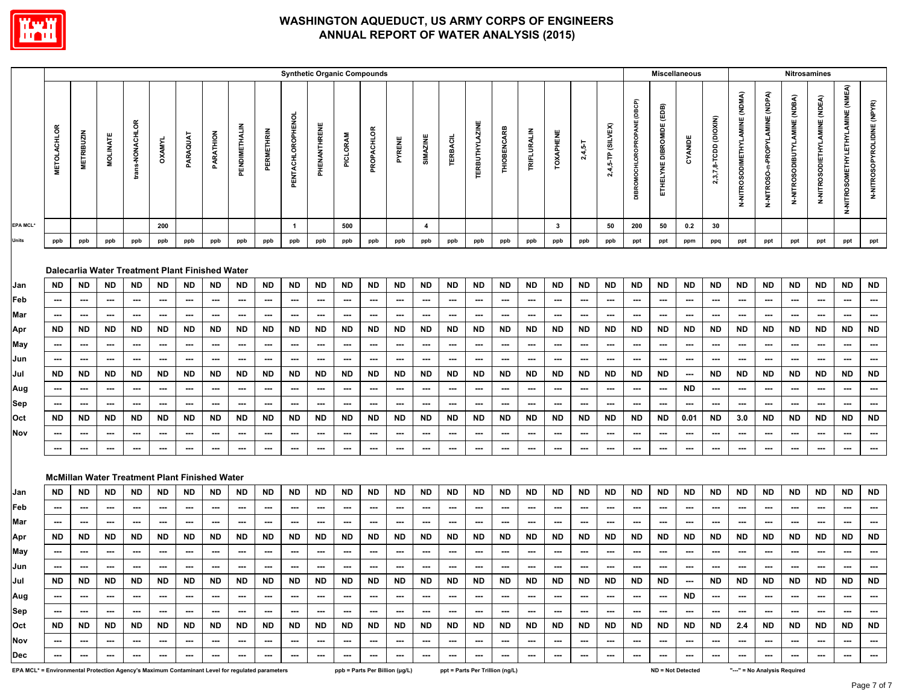# WASHINGTON AQUEDUCT, US ARMY CORPS OF ENGINEERS
# ANNUAL REPORT OF WATER ANALYSIS (2015)

| | Synthetic Organic Compounds | | | | | | | | | | | | | | | | | | | | | | Miscellaneous | | | | Nitrosamines | | | | | |
|---|---|---|---|---|---|---|---|---|---|---|---|---|---|---|---|---|---|---|---|---|---|---|---|---|---|---|---|---|---|---|---|---|
| | METOLACHLOR | METRIBUZIN | MOLINATE | trans-NONACHLOR | OXAMYL | PARAQUAT | PARATHION | PENDIMETHALIN | PERMETHRIN | PENTACHLOROPHENOL | PHENANTHRENE | PICLORAM | PROPACHLOR | PYRENE | SIMAZINE | TERBACIL | TERBUTHYLAZINE | THIOBENCARB | TRIFLURALIN | TOXAPHENE | 2,4,5-T | 2,4,5-TP (SILVEX) | DIBROMOCHLOROPROPANE (DBCP) | ETHELYNE DIBROMIDE (EDB) | CYANIDE | 2,3,7,8-TCDD (DIOXIN) | N-NITROSODIMETHYLAMINE (NDMA) | N-NITROSO-n-PROPYLAMINE (NDPA) | N-NITROSODIBUTYLAMINE (NDBA) | N-NITROSODIETHYLAMINE (NDEA) | N-NITROSOMETHYLETHYLAMINE (NMEA) | N-NITROSOPYROLIDINE (NPYR) |
| EPA MCL* | | | | | 200 | | | | | 1 | | 500 | | | 4 | | | | | 3 | | 50 | 200 | 50 | 0.2 | 30 | | | | | | |
| Units | ppb | ppb | ppb | ppb | ppb | ppb | ppb | ppb | ppb | ppb | ppb | ppb | ppb | ppb | ppb | ppb | ppb | ppb | ppb | ppb | ppb | ppb | ppt | ppt | ppm | ppq | ppt | ppt | ppt | ppt | ppt | ppt |
| **Dalecarlia Water Treatment Plant Finished Water** | | | | | | | | | | | | | | | | | | | | | | | | | | | | | | | | |
| Jan | ND | ND | ND | ND | ND | ND | ND | ND | ND | ND | ND | ND | ND | ND | ND | ND | ND | ND | ND | ND | ND | ND | ND | ND | ND | ND | ND | ND | ND | ND | ND | ND |
| Feb | --- | --- | --- | --- | --- | --- | --- | --- | --- | --- | --- | --- | --- | --- | --- | --- | --- | --- | --- | --- | --- | --- | --- | --- | --- | --- | --- | --- | --- | --- | --- | --- |
| Mar | --- | --- | --- | --- | --- | --- | --- | --- | --- | --- | --- | --- | --- | --- | --- | --- | --- | --- | --- | --- | --- | --- | --- | --- | --- | --- | --- | --- | --- | --- | --- | --- |
| Apr | ND | ND | ND | ND | ND | ND | ND | ND | ND | ND | ND | ND | ND | ND | ND | ND | ND | ND | ND | ND | ND | ND | ND | ND | ND | ND | ND | ND | ND | ND | ND | ND |
| May | --- | --- | --- | --- | --- | --- | --- | --- | --- | --- | --- | --- | --- | --- | --- | --- | --- | --- | --- | --- | --- | --- | --- | --- | --- | --- | --- | --- | --- | --- | --- | --- |
| Jun | --- | --- | --- | --- | --- | --- | --- | --- | --- | --- | --- | --- | --- | --- | --- | --- | --- | --- | --- | --- | --- | --- | --- | --- | --- | --- | --- | --- | --- | --- | --- | --- |
| Jul | ND | ND | ND | ND | ND | ND | ND | ND | ND | ND | ND | ND | ND | ND | ND | ND | ND | ND | ND | ND | ND | ND | ND | ND | --- | ND | ND | ND | ND | ND | ND | ND |
| Aug | --- | --- | --- | --- | --- | --- | --- | --- | --- | --- | --- | --- | --- | --- | --- | --- | --- | --- | --- | --- | --- | --- | --- | --- | ND | --- | --- | --- | --- | --- | --- | --- |
| Sep | --- | --- | --- | --- | --- | --- | --- | --- | --- | --- | --- | --- | --- | --- | --- | --- | --- | --- | --- | --- | --- | --- | --- | --- | --- | --- | --- | --- | --- | --- | --- | --- |
| Oct | ND | ND | ND | ND | ND | ND | ND | ND | ND | ND | ND | ND | ND | ND | ND | ND | ND | ND | ND | ND | ND | ND | ND | ND | 0.01 | ND | 3.0 | ND | ND | ND | ND | ND |
| Nov | --- | --- | --- | --- | --- | --- | --- | --- | --- | --- | --- | --- | --- | --- | --- | --- | --- | --- | --- | --- | --- | --- | --- | --- | --- | --- | --- | --- | --- | --- | --- | --- |
| | --- | --- | --- | --- | --- | --- | --- | --- | --- | --- | --- | --- | --- | --- | --- | --- | --- | --- | --- | --- | --- | --- | --- | --- | --- | --- | --- | --- | --- | --- | --- | --- |
| **McMillan Water Treatment Plant Finished Water** | | | | | | | | | | | | | | | | | | | | | | | | | | | | | | | | |
| Jan | ND | ND | ND | ND | ND | ND | ND | ND | ND | ND | ND | ND | ND | ND | ND | ND | ND | ND | ND | ND | ND | ND | ND | ND | ND | ND | ND | ND | ND | ND | ND | ND |
| Feb | --- | --- | --- | --- | --- | --- | --- | --- | --- | --- | --- | --- | --- | --- | --- | --- | --- | --- | --- | --- | --- | --- | --- | --- | --- | --- | --- | --- | --- | --- | --- | --- |
| Mar | --- | --- | --- | --- | --- | --- | --- | --- | --- | --- | --- | --- | --- | --- | --- | --- | --- | --- | --- | --- | --- | --- | --- | --- | --- | --- | --- | --- | --- | --- | --- | --- |
| Apr | ND | ND | ND | ND | ND | ND | ND | ND | ND | ND | ND | ND | ND | ND | ND | ND | ND | ND | ND | ND | ND | ND | ND | ND | ND | ND | ND | ND | ND | ND | ND | ND |
| May | --- | --- | --- | --- | --- | --- | --- | --- | --- | --- | --- | --- | --- | --- | --- | --- | --- | --- | --- | --- | --- | --- | --- | --- | --- | --- | --- | --- | --- | --- | --- | --- |
| Jun | --- | --- | --- | --- | --- | --- | --- | --- | --- | --- | --- | --- | --- | --- | --- | --- | --- | --- | --- | --- | --- | --- | --- | --- | --- | --- | --- | --- | --- | --- | --- | --- |
| Jul | ND | ND | ND | ND | ND | ND | ND | ND | ND | ND | ND | ND | ND | ND | ND | ND | ND | ND | ND | ND | ND | ND | ND | ND | --- | ND | ND | ND | ND | ND | ND | ND |
| Aug | --- | --- | --- | --- | --- | --- | --- | --- | --- | --- | --- | --- | --- | --- | --- | --- | --- | --- | --- | --- | --- | --- | --- | --- | ND | --- | --- | --- | --- | --- | --- | --- |
| Sep | --- | --- | --- | --- | --- | --- | --- | --- | --- | --- | --- | --- | --- | --- | --- | --- | --- | --- | --- | --- | --- | --- | --- | --- | --- | --- | --- | --- | --- | --- | --- | --- |
| Oct | ND | ND | ND | ND | ND | ND | ND | ND | ND | ND | ND | ND | ND | ND | ND | ND | ND | ND | ND | ND | ND | ND | ND | ND | ND | ND | 2.4 | ND | ND | ND | ND | ND |
| Nov | --- | --- | --- | --- | --- | --- | --- | --- | --- | --- | --- | --- | --- | --- | --- | --- | --- | --- | --- | --- | --- | --- | --- | --- | --- | --- | --- | --- | --- | --- | --- | --- |
| Dec | --- | --- | --- | --- | --- | --- | --- | --- | --- | --- | --- | --- | --- | --- | --- | --- | --- | --- | --- | --- | --- | --- | --- | --- | --- | --- | --- | --- | --- | --- | --- | --- |

EPA MCL* = Environmental Protection Agency's Maximum Contaminant Level for regulated parameters ppb = Parts Per Billion (µg/L) ppt = Parts Per Trillion (ng/L) ND = Not Detected "---" = No Analysis Required